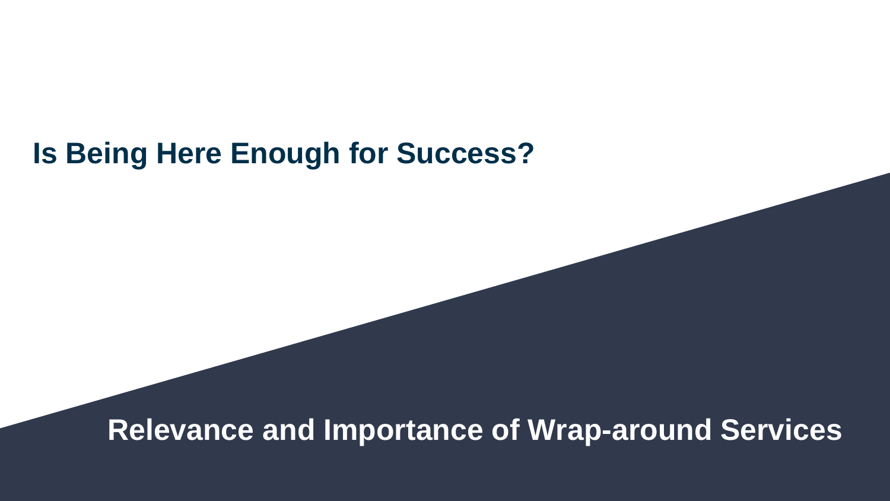# Is Being Here Enough for Success?

## Relevance and Importance of Wrap-around Services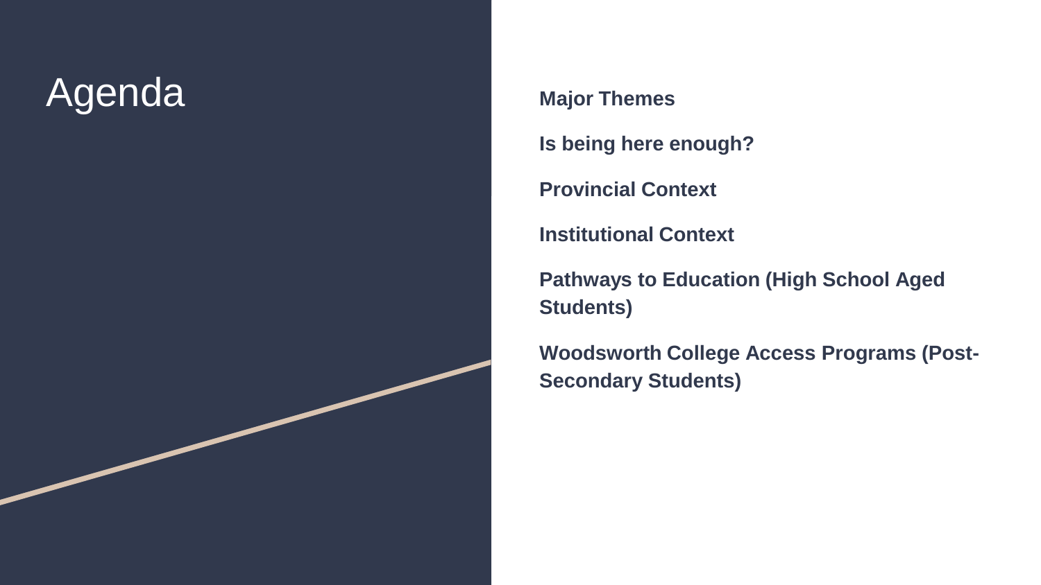# Agenda

**Major Themes**

**Is being here enough?**

**Provincial Context**

**Institutional Context**

**Pathways to Education (High School Aged Students)**

**Woodsworth College Access Programs (Post-Secondary Students)**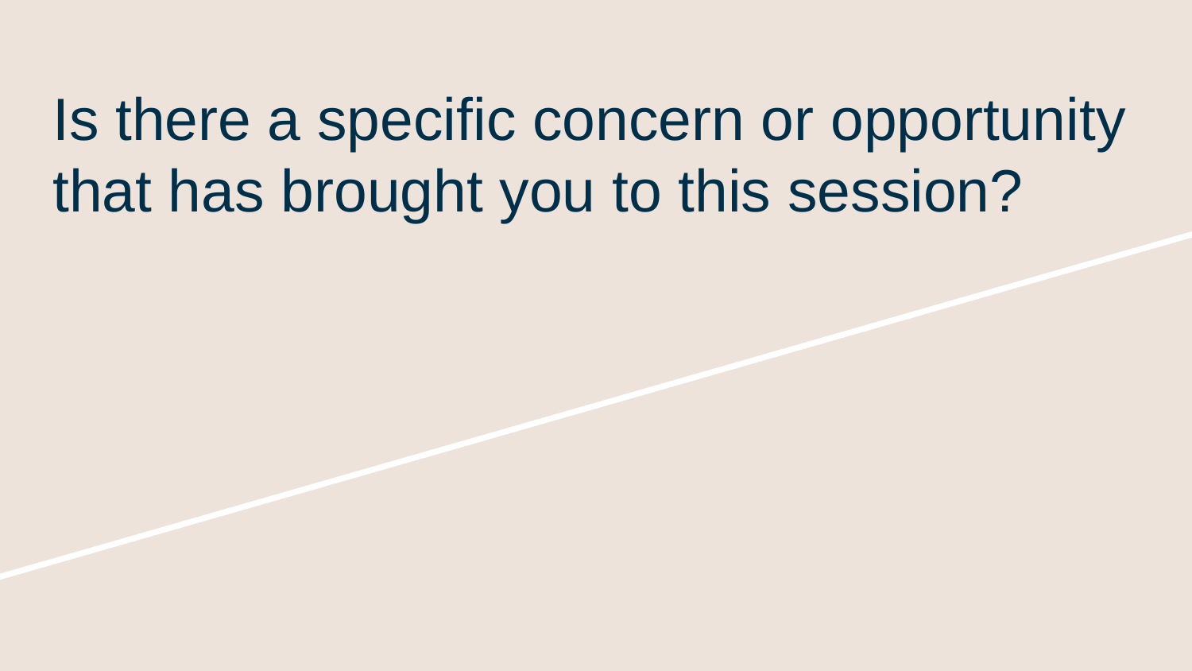# Is there a specific concern or opportunity that has brought you to this session?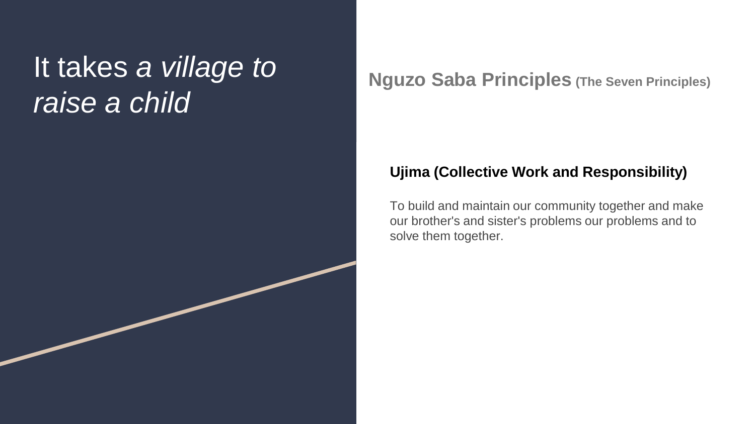# It takes *a village to raise a child*

## Nguzo Saba Principles (The Seven Principles)

### Ujima (Collective Work and Responsibility)

To build and maintain our community together and make our brother's and sister's problems our problems and to solve them together.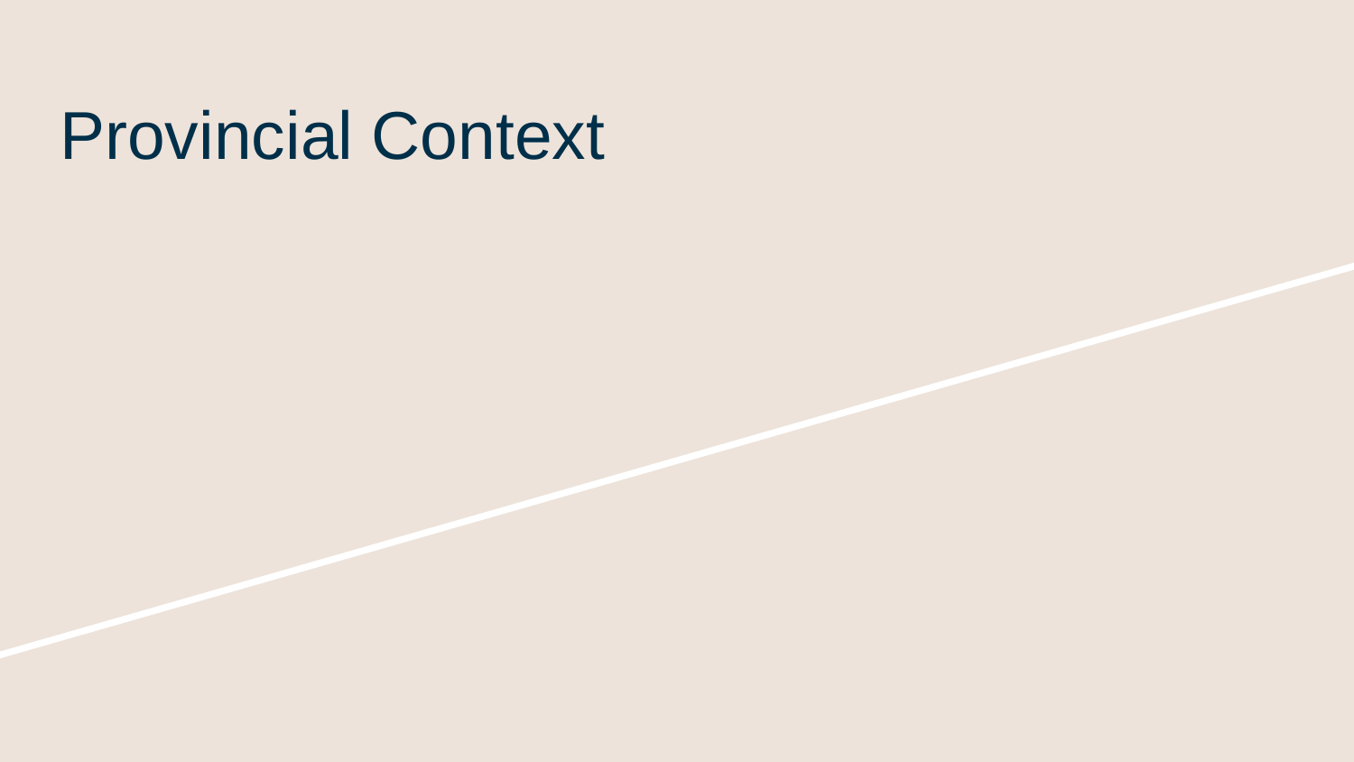# Provincial Context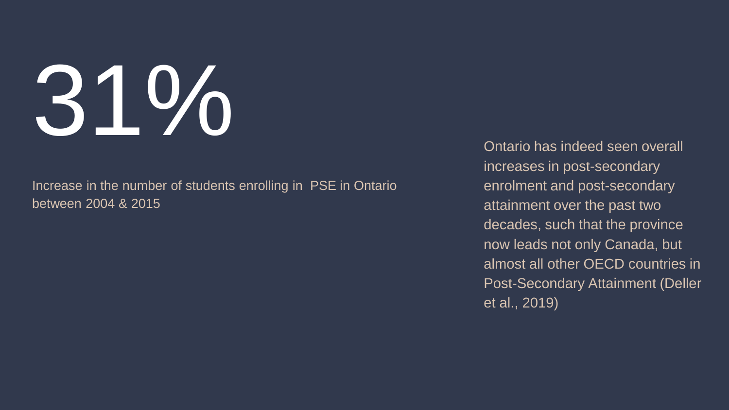# 31%

Increase in the number of students enrolling in PSE in Ontario between 2004 & 2015

Ontario has indeed seen overall increases in post-secondary enrolment and post-secondary attainment over the past two decades, such that the province now leads not only Canada, but almost all other OECD countries in Post-Secondary Attainment (Deller et al., 2019)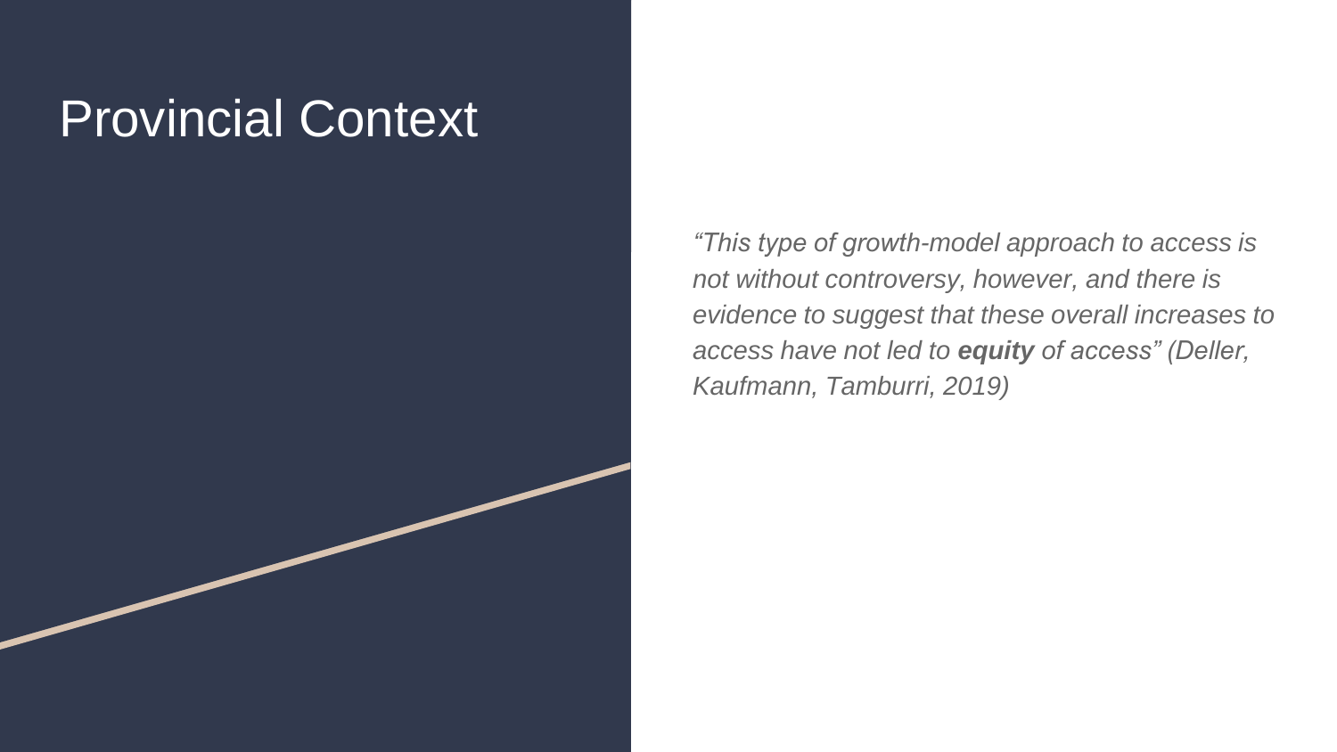# Provincial Context

*"This type of growth-model approach to access is not without controversy, however, and there is evidence to suggest that these overall increases to access have not led to* ***equity*** *of access" (Deller, Kaufmann, Tamburri, 2019)*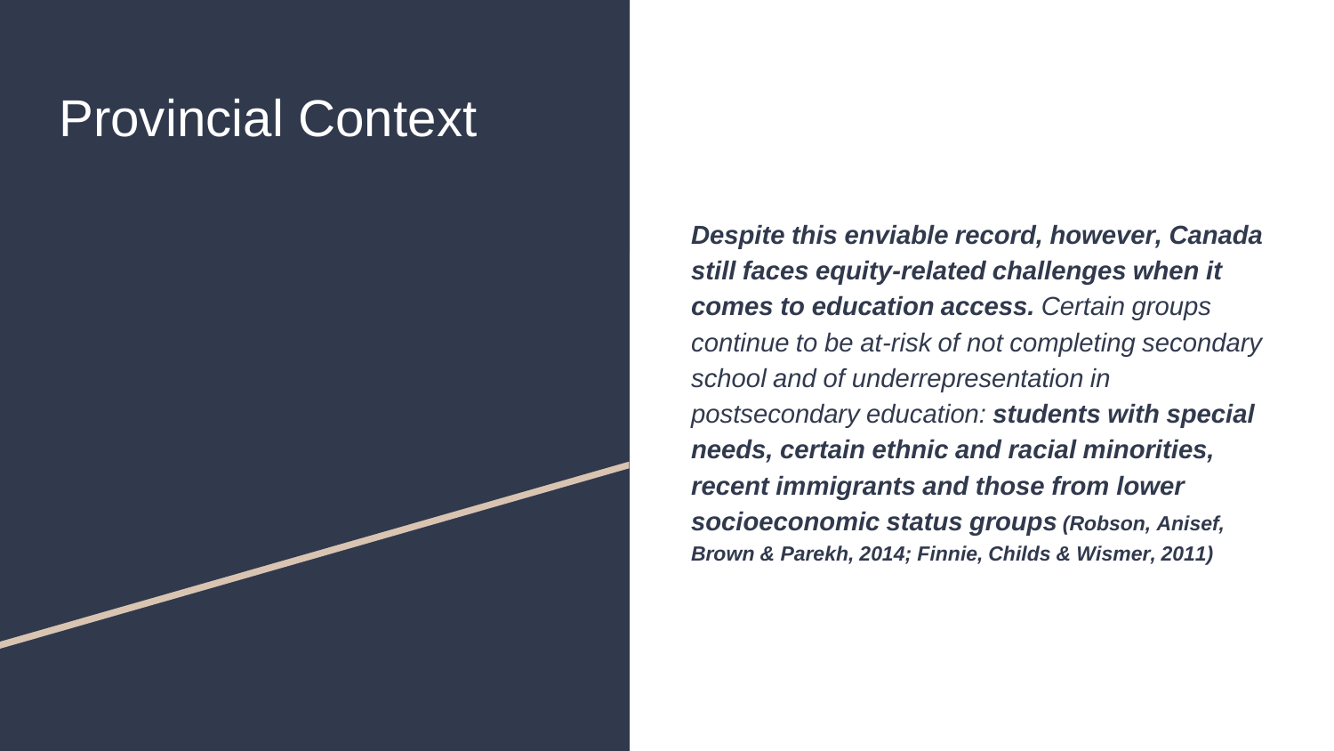# Provincial Context

***Despite this enviable record, however, Canada still faces equity-related challenges when it comes to education access.*** *Certain groups continue to be at-risk of not completing secondary school and of underrepresentation in postsecondary education:* ***students with special needs, certain ethnic and racial minorities, recent immigrants and those from lower socioeconomic status groups (Robson, Anisef, Brown & Parekh, 2014; Finnie, Childs & Wismer, 2011)***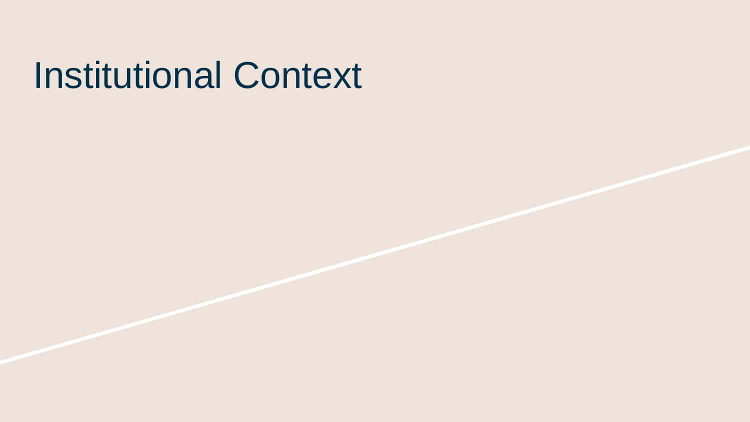# Institutional Context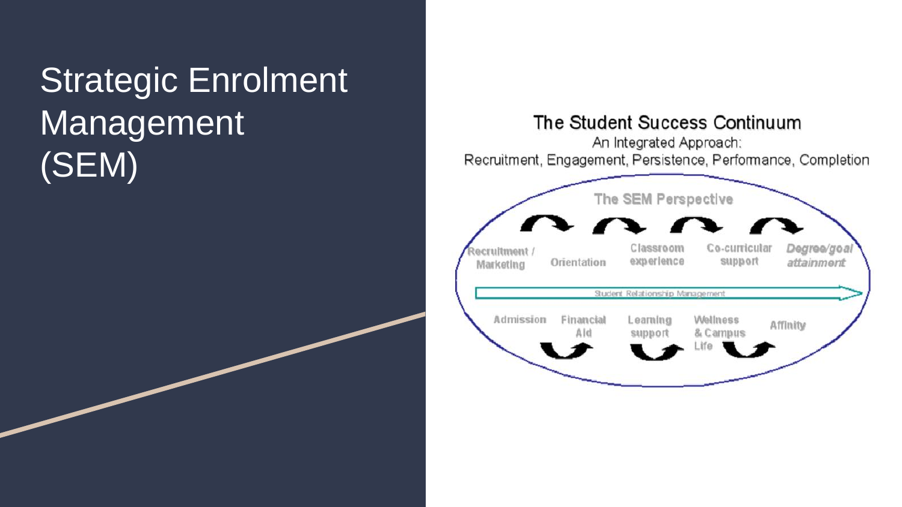# Strategic Enrolment Management (SEM)

**The Student Success Continuum**

An Integrated Approach:

Recruitment, Engagement, Persistence, Performance, Completion

The SEM Perspective

Recruitment / Marketing — Orientation — Classroom experience — Co-curricular support — *Degree/goal attainment*

Student Relationship Management

Admission — Financial Aid — Learning support — Wellness & Campus Life — Affinity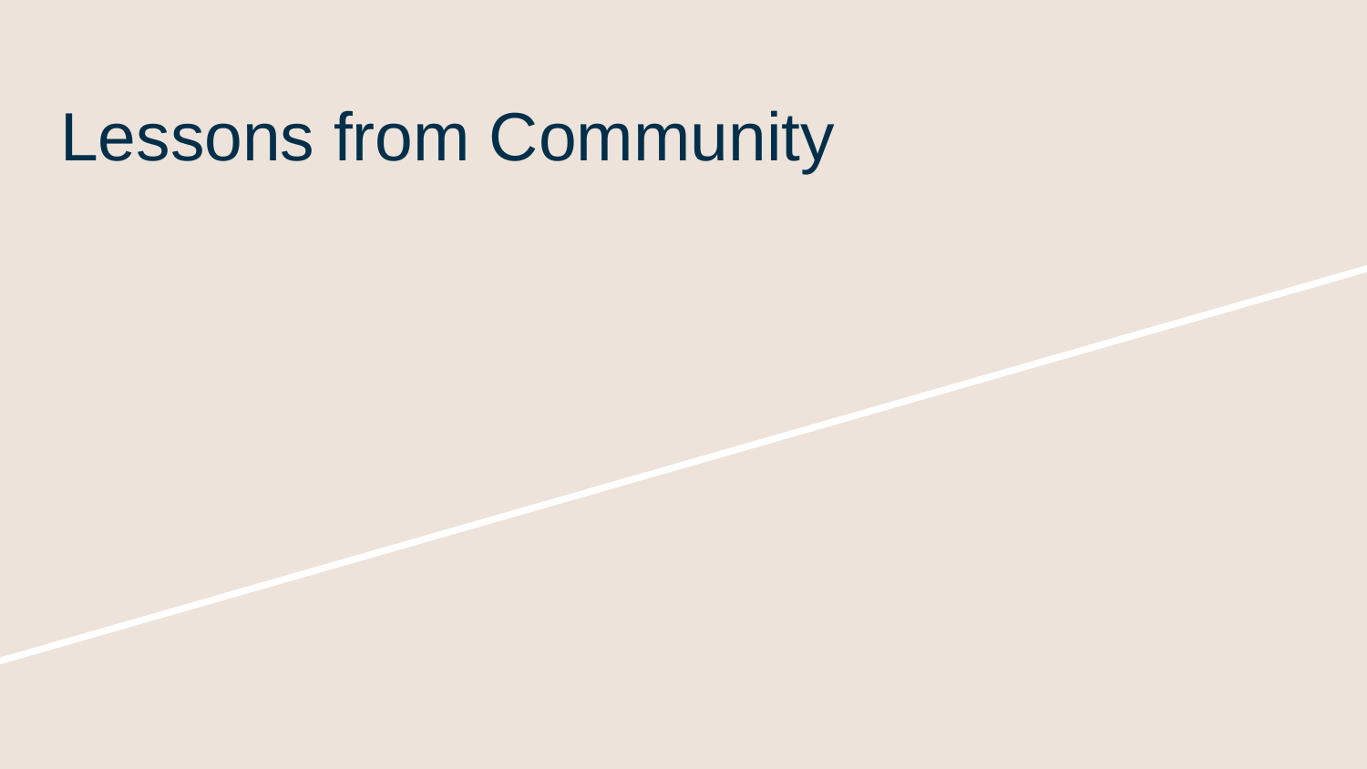# Lessons from Community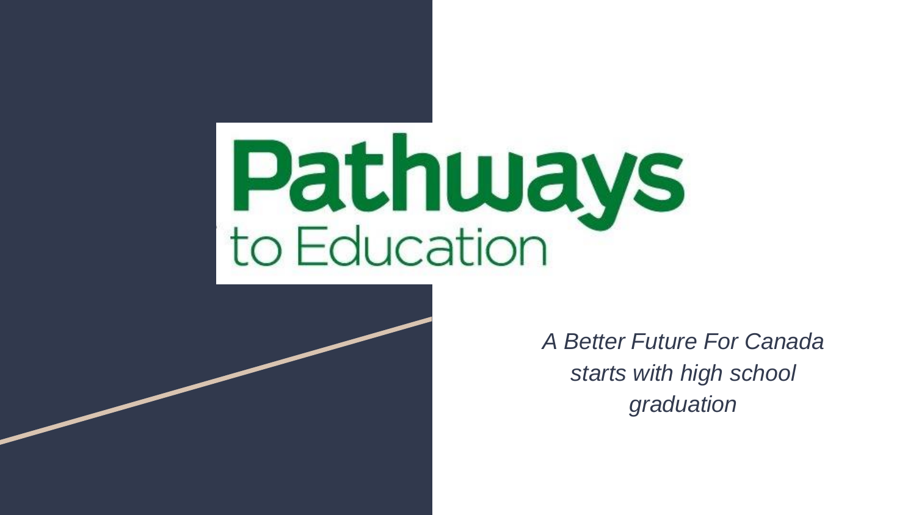# Pathways to Education

*A Better Future For Canada starts with high school graduation*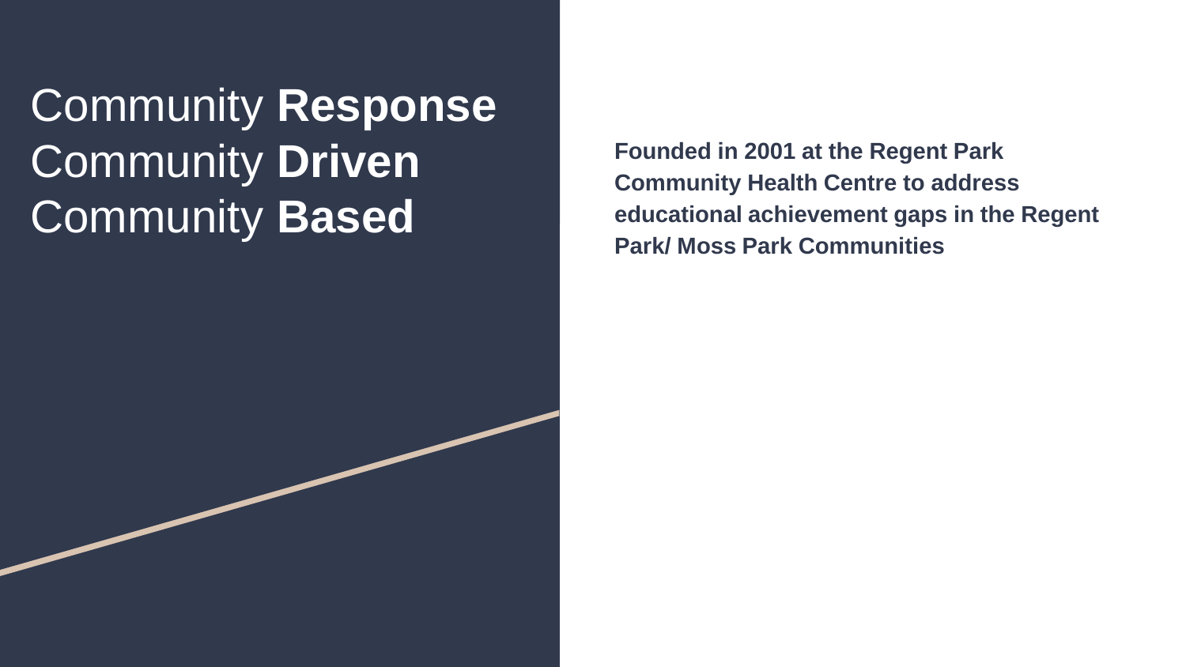# Community **Response** Community **Driven** Community **Based**

**Founded in 2001 at the Regent Park Community Health Centre to address educational achievement gaps in the Regent Park/ Moss Park Communities**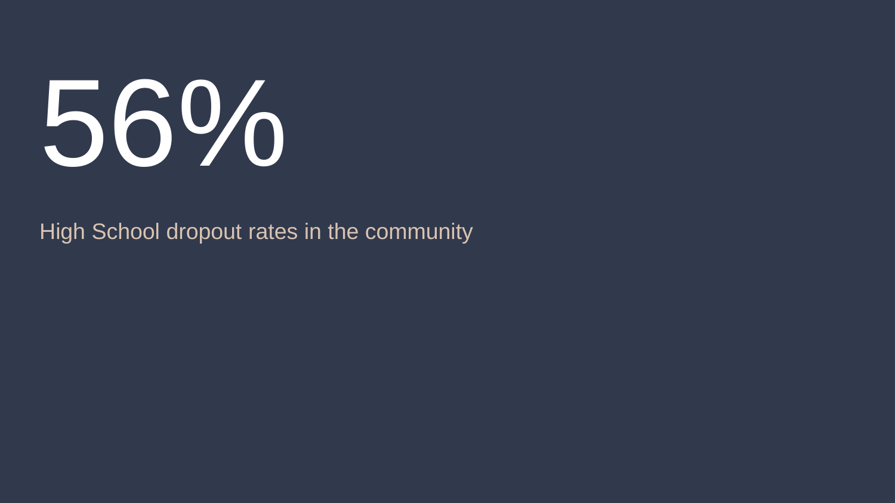# 56%

High School dropout rates in the community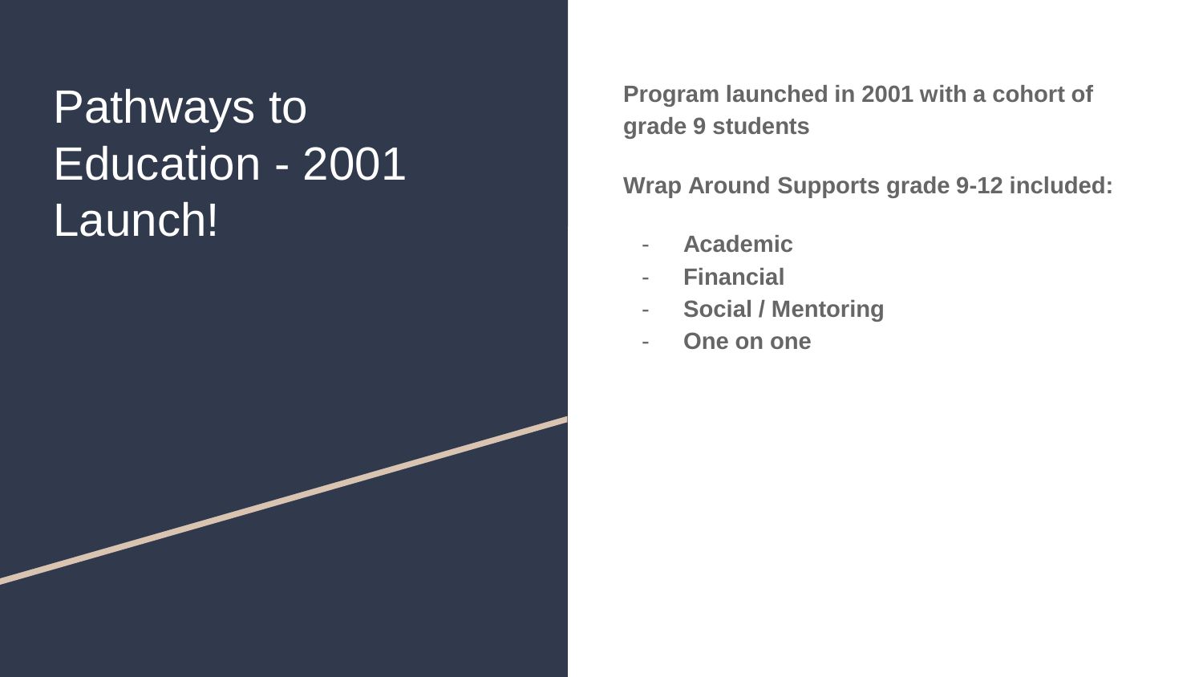# Pathways to Education - 2001 Launch!

**Program launched in 2001 with a cohort of grade 9 students**

**Wrap Around Supports grade 9-12 included:**

- **Academic**
- **Financial**
- **Social / Mentoring**
- **One on one**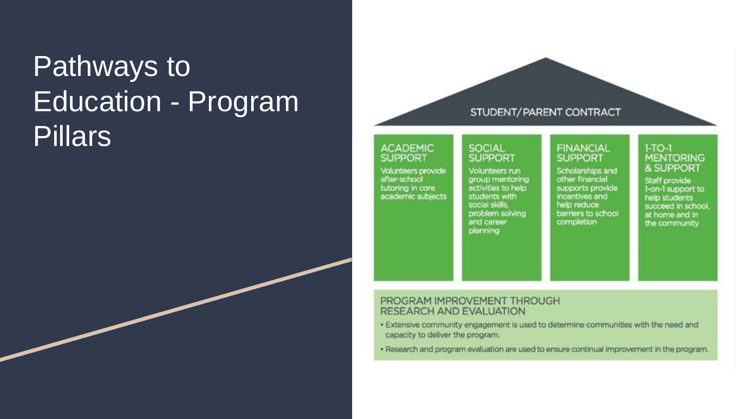# Pathways to Education - Program Pillars

## STUDENT/PARENT CONTRACT

### ACADEMIC SUPPORT

Volunteers provide after-school tutoring in core academic subjects

### SOCIAL SUPPORT

Volunteers run group mentoring activities to help students with social skills, problem solving and career planning

### FINANCIAL SUPPORT

Scholarships and other financial supports provide incentives and help reduce barriers to school completion

### 1-TO-1 MENTORING & SUPPORT

Staff provide 1-on-1 support to help students succeed in school, at home and in the community

### PROGRAM IMPROVEMENT THROUGH RESEARCH AND EVALUATION

- Extensive community engagement is used to determine communities with the need and capacity to deliver the program.
- Research and program evaluation are used to ensure continual improvement in the program.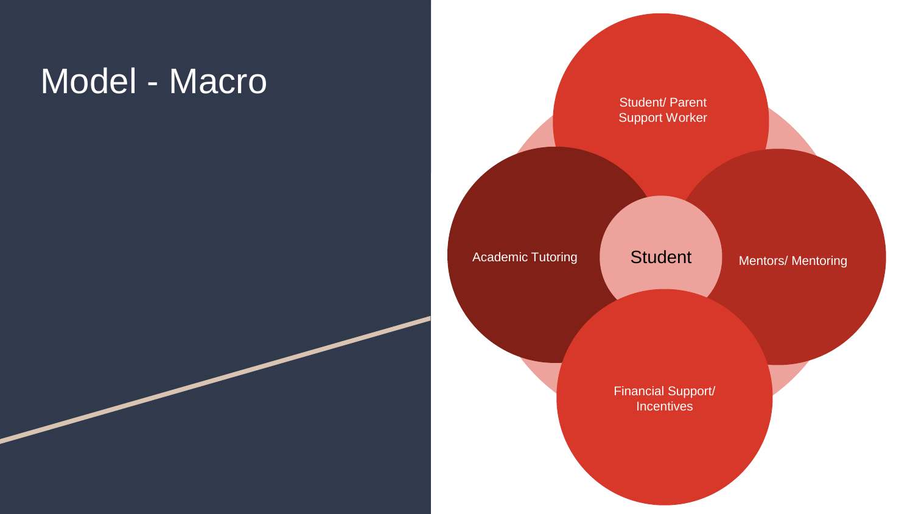# Model - Macro

- Student/ Parent Support Worker
- Academic Tutoring
- Student
- Mentors/ Mentoring
- Financial Support/ Incentives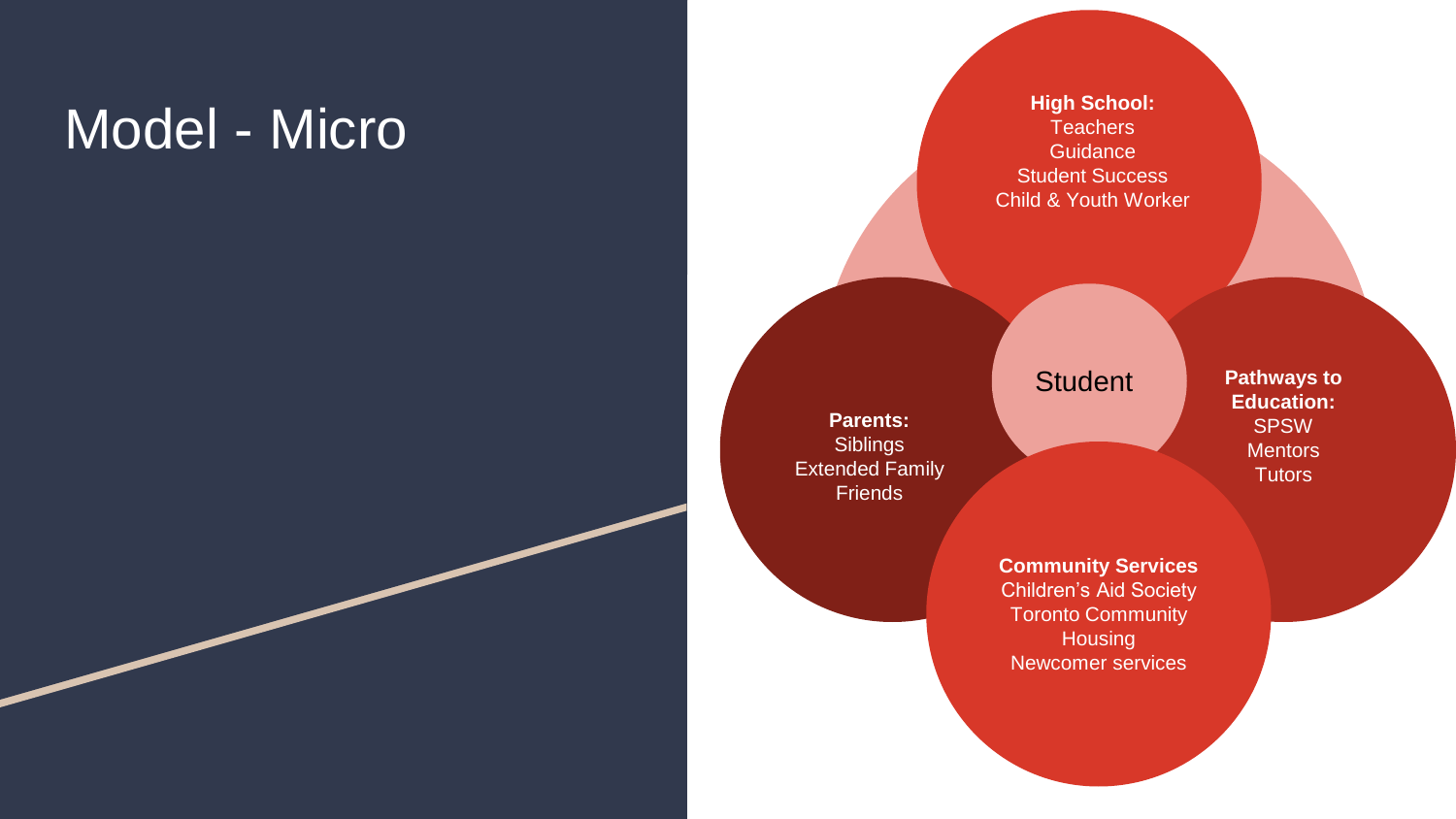# Model - Micro

Student

**High School:**
Teachers
Guidance
Student Success
Child & Youth Worker

**Parents:**
Siblings
Extended Family
Friends

**Pathways to Education:**
SPSW
Mentors
Tutors

**Community Services**
Children's Aid Society
Toronto Community Housing
Newcomer services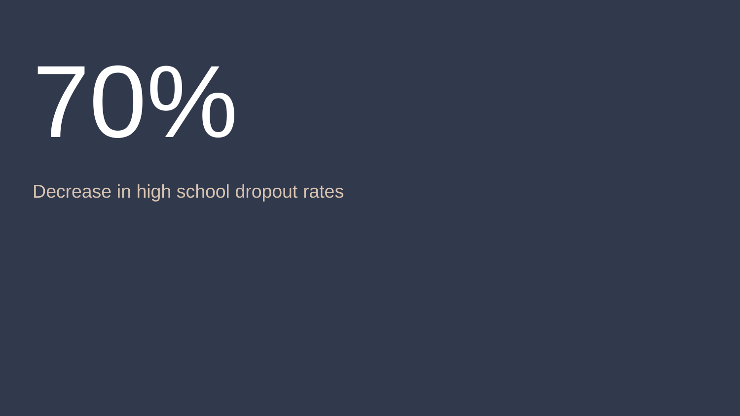# 70%

Decrease in high school dropout rates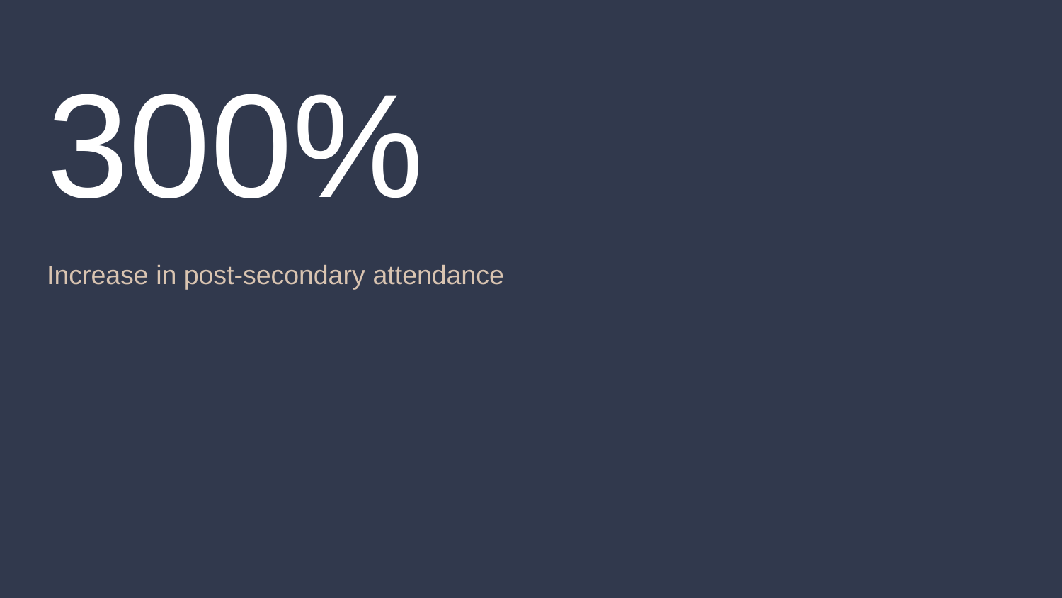# 300%

Increase in post-secondary attendance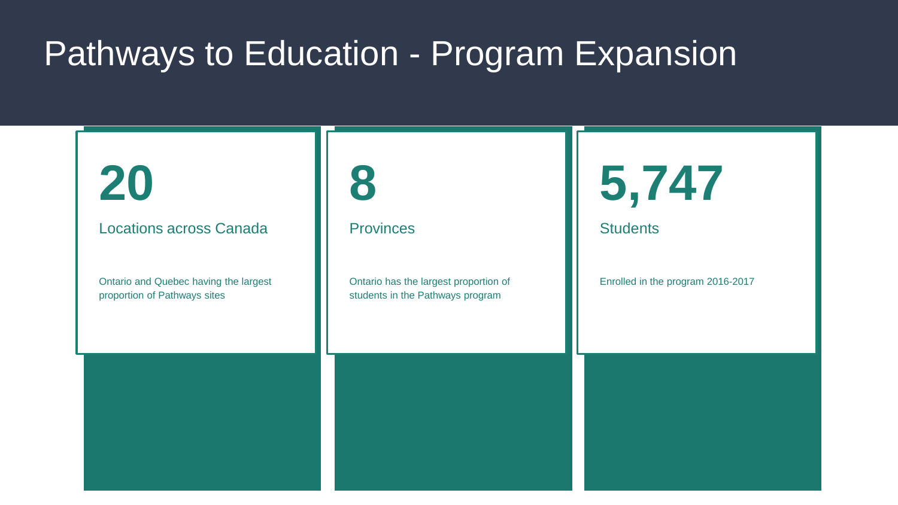# Pathways to Education - Program Expansion

**20**

Locations across Canada

Ontario and Quebec having the largest proportion of Pathways sites

**8**

Provinces

Ontario has the largest proportion of students in the Pathways program

**5,747**

Students

Enrolled in the program 2016-2017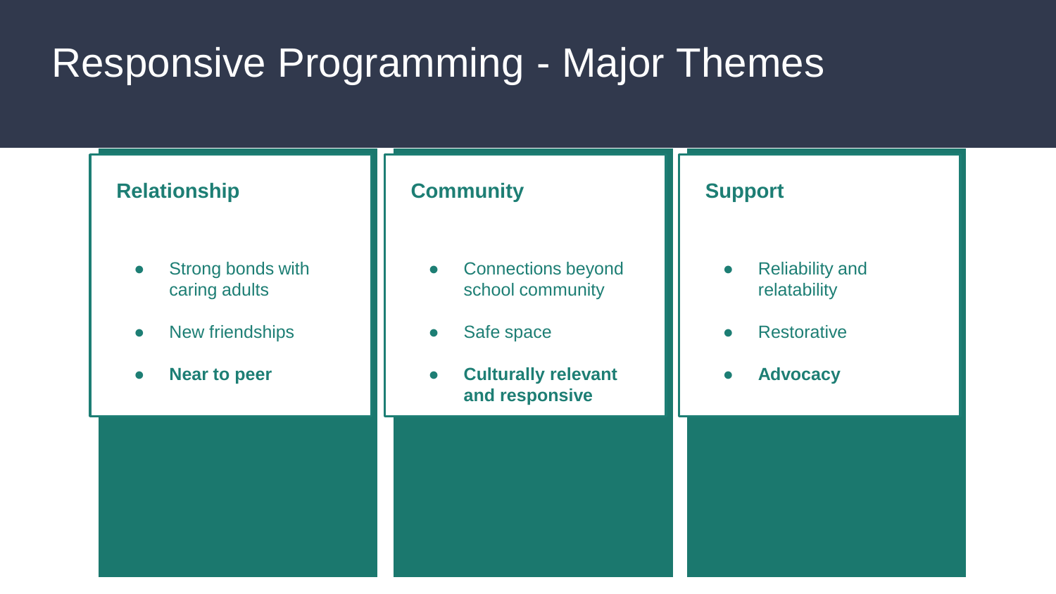# Responsive Programming - Major Themes

### Relationship

- Strong bonds with caring adults
- New friendships
- **Near to peer**

### Community

- Connections beyond school community
- Safe space
- **Culturally relevant and responsive**

### Support

- Reliability and relatability
- Restorative
- **Advocacy**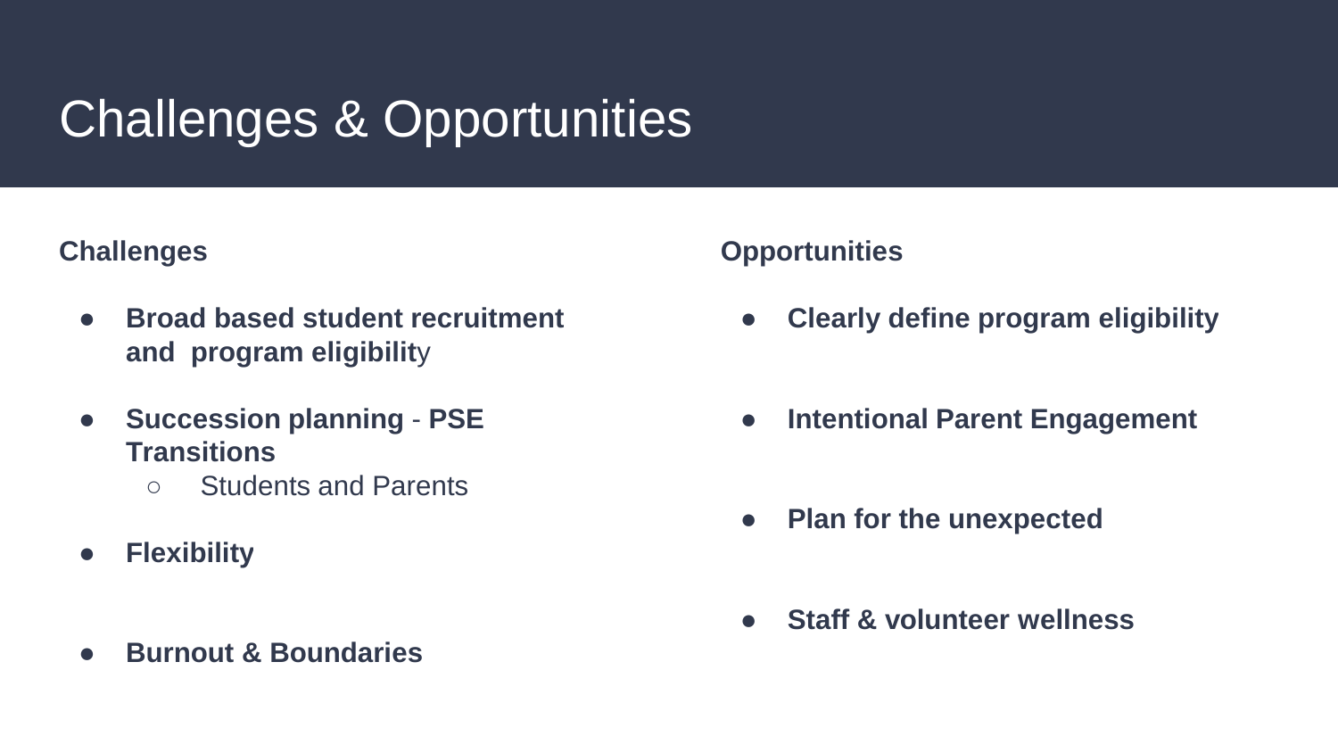# Challenges & Opportunities

**Challenges**

- **Broad based student recruitment and program eligibilit**y
- **Succession planning** - **PSE Transitions**
  - Students and Parents
- **Flexibility**
- **Burnout & Boundaries**

**Opportunities**

- **Clearly define program eligibility**
- **Intentional Parent Engagement**
- **Plan for the unexpected**
- **Staff & volunteer wellness**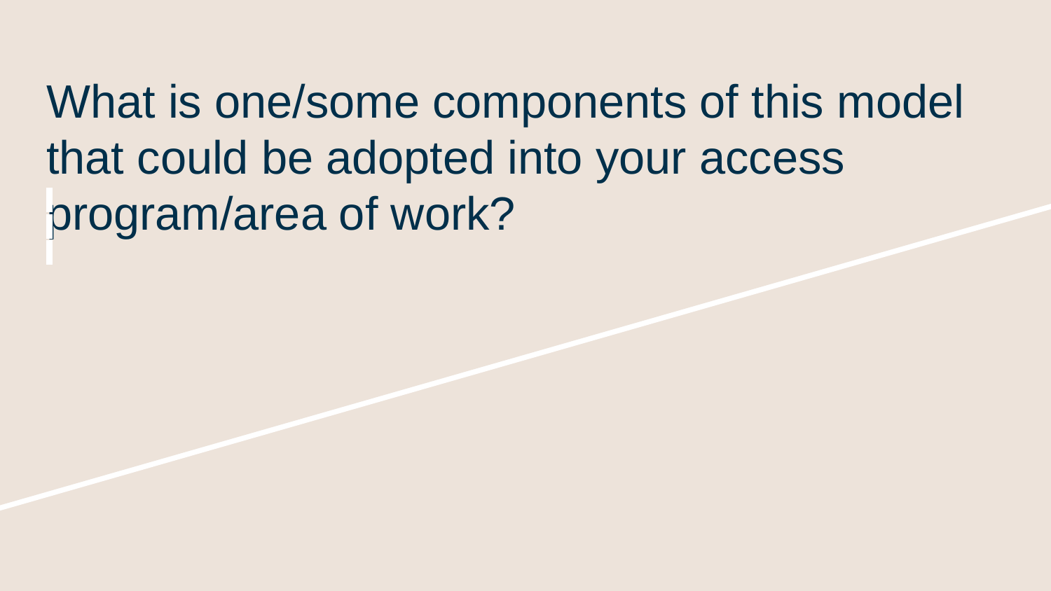# What is one/some components of this model that could be adopted into your access program/area of work?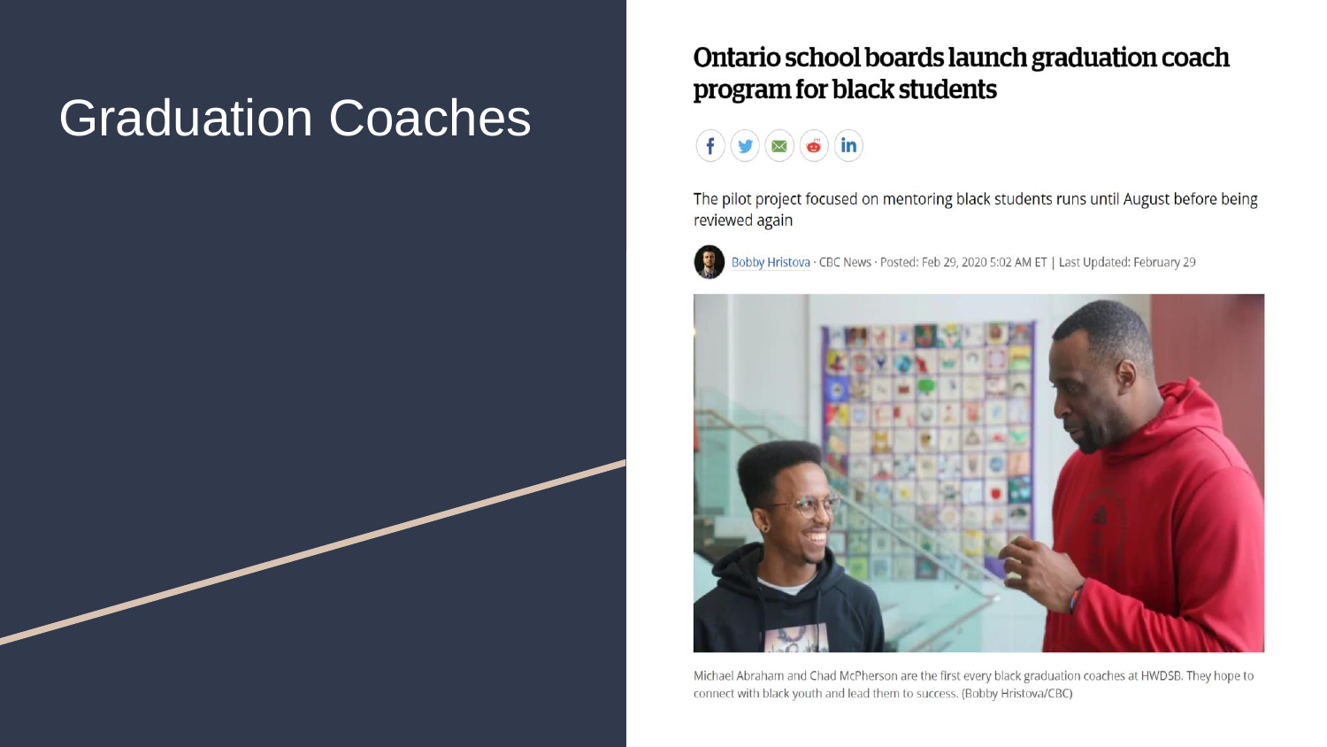# Graduation Coaches

## Ontario school boards launch graduation coach program for black students

The pilot project focused on mentoring black students runs until August before being reviewed again

Bobby Hristova · CBC News · Posted: Feb 29, 2020 5:02 AM ET | Last Updated: February 29

Michael Abraham and Chad McPherson are the first every black graduation coaches at HWDSB. They hope to connect with black youth and lead them to success. (Bobby Hristova/CBC)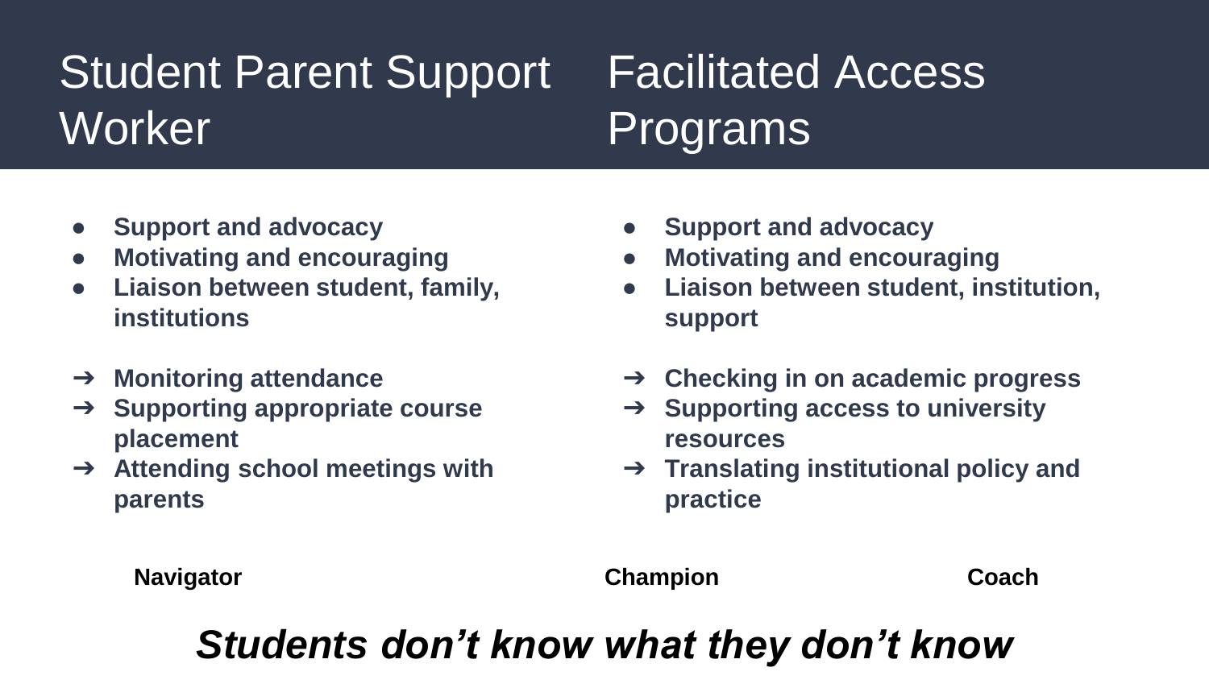## Student Parent Support Worker

- **Support and advocacy**
- **Motivating and encouraging**
- **Liaison between student, family, institutions**

- **Monitoring attendance**
- **Supporting appropriate course placement**
- **Attending school meetings with parents**

## Facilitated Access Programs

- **Support and advocacy**
- **Motivating and encouraging**
- **Liaison between student, institution, support**

- **Checking in on academic progress**
- **Supporting access to university resources**
- **Translating institutional policy and practice**

**Navigator** **Champion** **Coach**

***Students don't know what they don't know***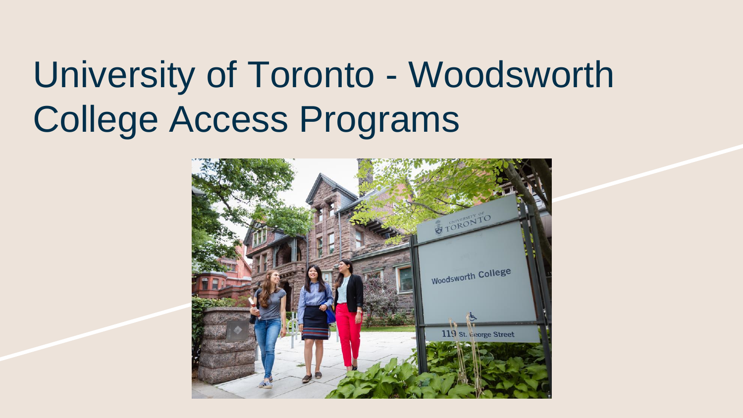# University of Toronto - Woodsworth College Access Programs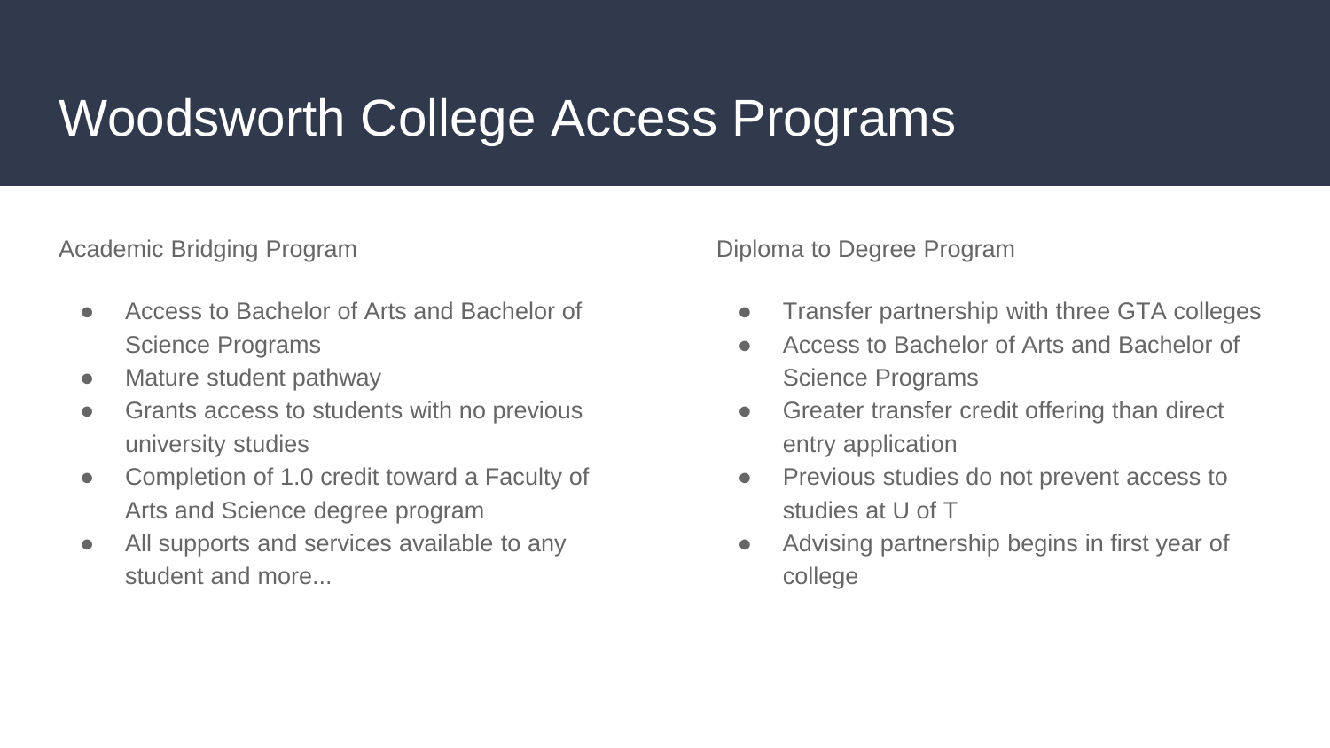# Woodsworth College Access Programs

Academic Bridging Program

- Access to Bachelor of Arts and Bachelor of Science Programs
- Mature student pathway
- Grants access to students with no previous university studies
- Completion of 1.0 credit toward a Faculty of Arts and Science degree program
- All supports and services available to any student and more...

Diploma to Degree Program

- Transfer partnership with three GTA colleges
- Access to Bachelor of Arts and Bachelor of Science Programs
- Greater transfer credit offering than direct entry application
- Previous studies do not prevent access to studies at U of T
- Advising partnership begins in first year of college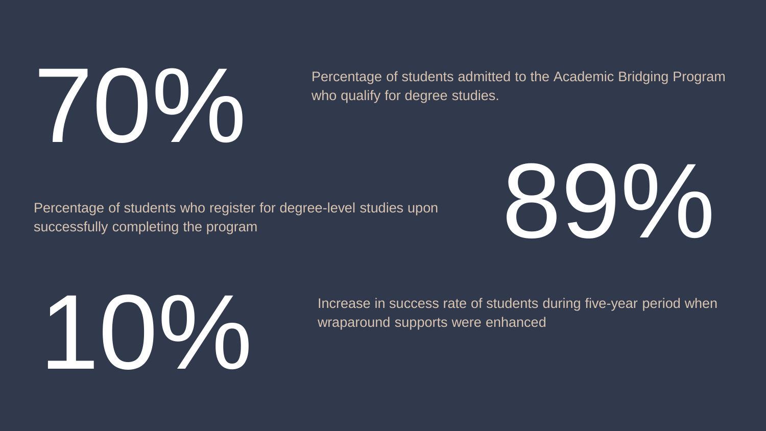**70%**

Percentage of students admitted to the Academic Bridging Program who qualify for degree studies.

**89%**

Percentage of students who register for degree-level studies upon successfully completing the program

**10%**

Increase in success rate of students during five-year period when wraparound supports were enhanced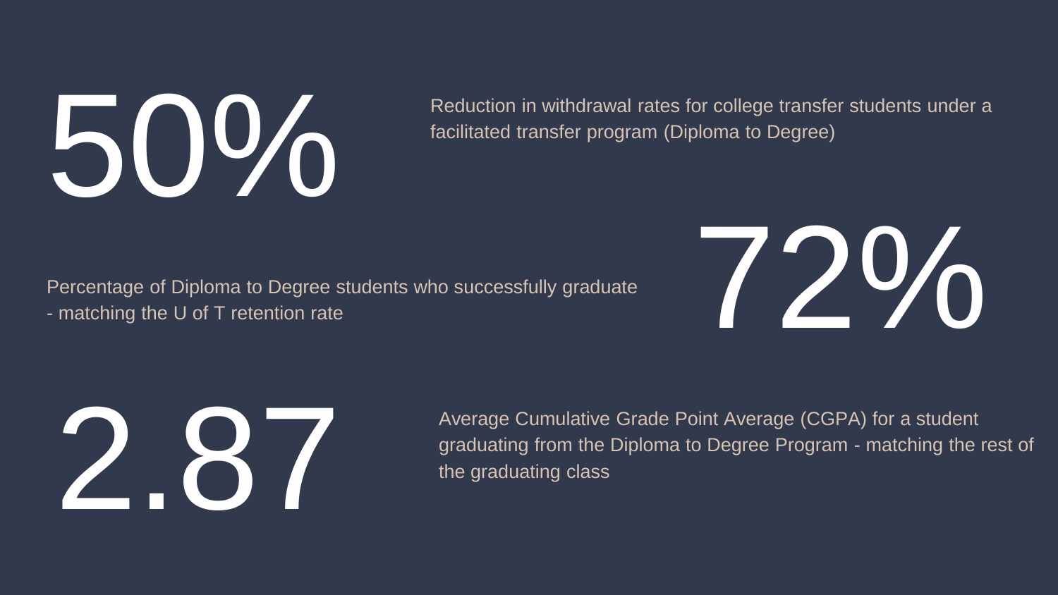**50%**

Reduction in withdrawal rates for college transfer students under a facilitated transfer program (Diploma to Degree)

**72%**

Percentage of Diploma to Degree students who successfully graduate - matching the U of T retention rate

**2.87**

Average Cumulative Grade Point Average (CGPA) for a student graduating from the Diploma to Degree Program - matching the rest of the graduating class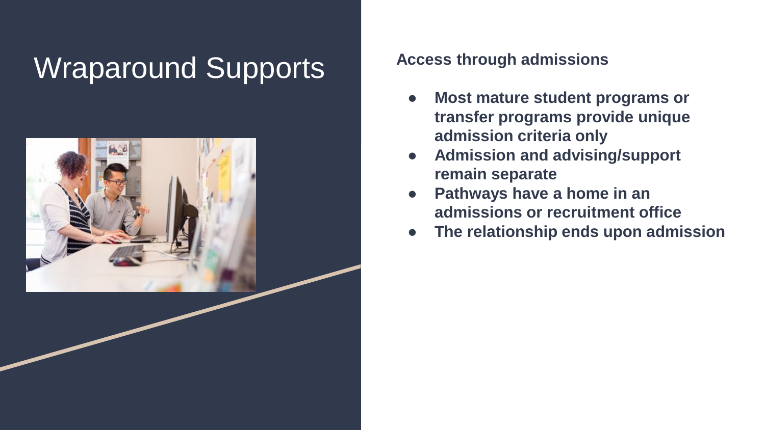# Wraparound Supports

**Access through admissions**

- **Most mature student programs or transfer programs provide unique admission criteria only**
- **Admission and advising/support remain separate**
- **Pathways have a home in an admissions or recruitment office**
- **The relationship ends upon admission**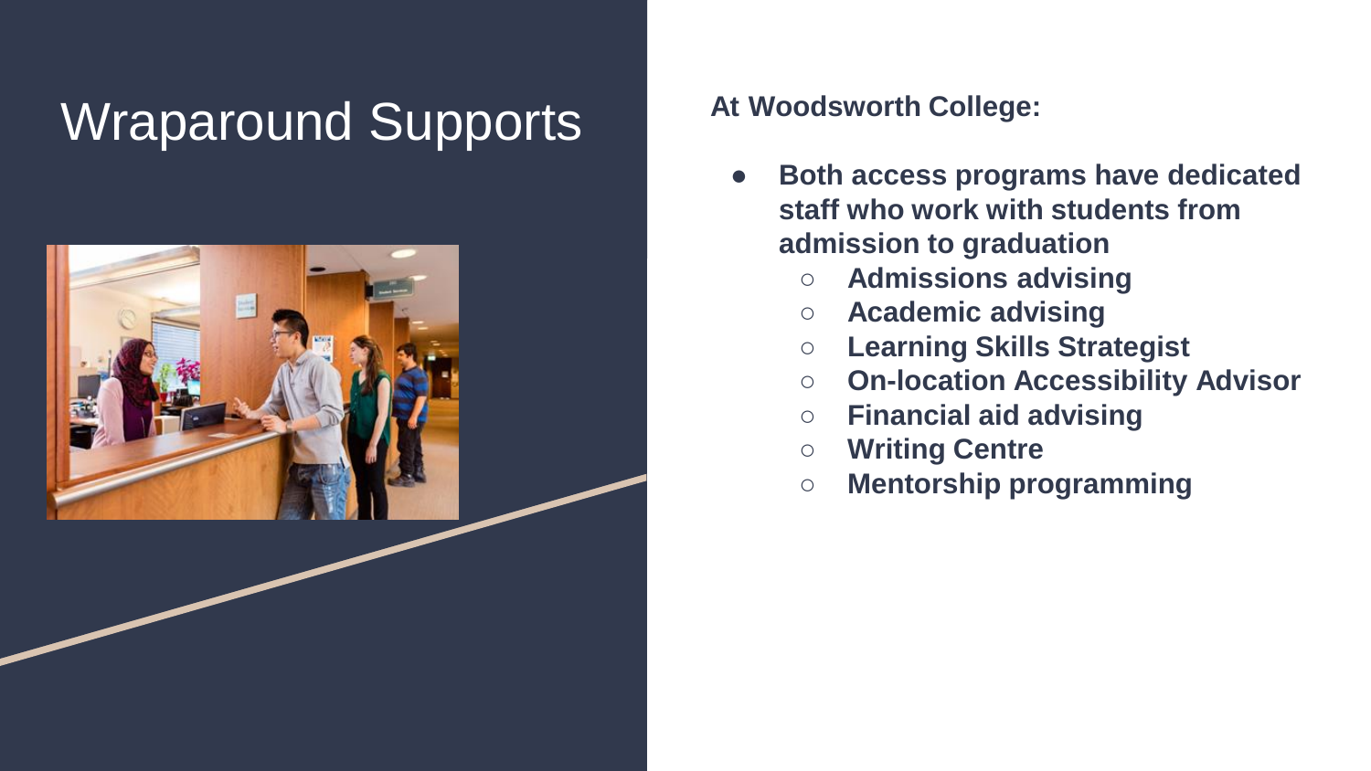# Wraparound Supports

**At Woodsworth College:**

- **Both access programs have dedicated staff who work with students from admission to graduation**
  - **Admissions advising**
  - **Academic advising**
  - **Learning Skills Strategist**
  - **On-location Accessibility Advisor**
  - **Financial aid advising**
  - **Writing Centre**
  - **Mentorship programming**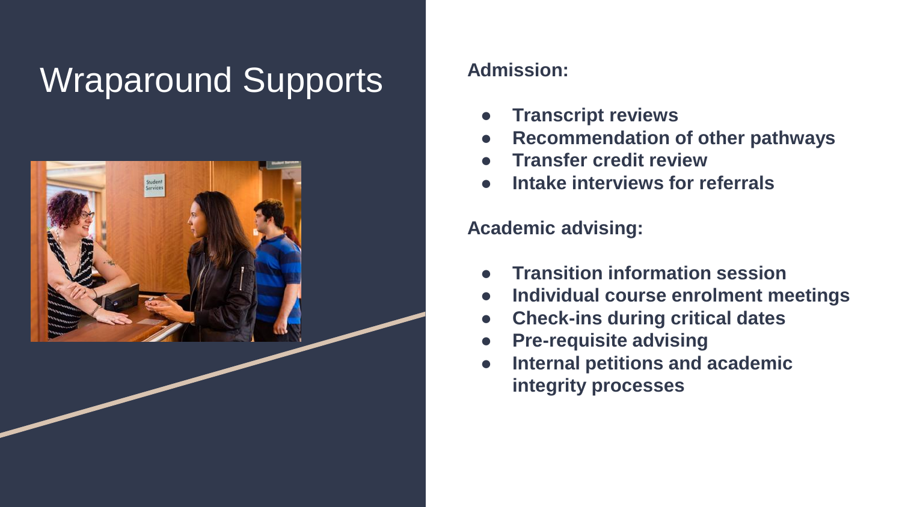# Wraparound Supports

**Admission:**

- **Transcript reviews**
- **Recommendation of other pathways**
- **Transfer credit review**
- **Intake interviews for referrals**

**Academic advising:**

- **Transition information session**
- **Individual course enrolment meetings**
- **Check-ins during critical dates**
- **Pre-requisite advising**
- **Internal petitions and academic integrity processes**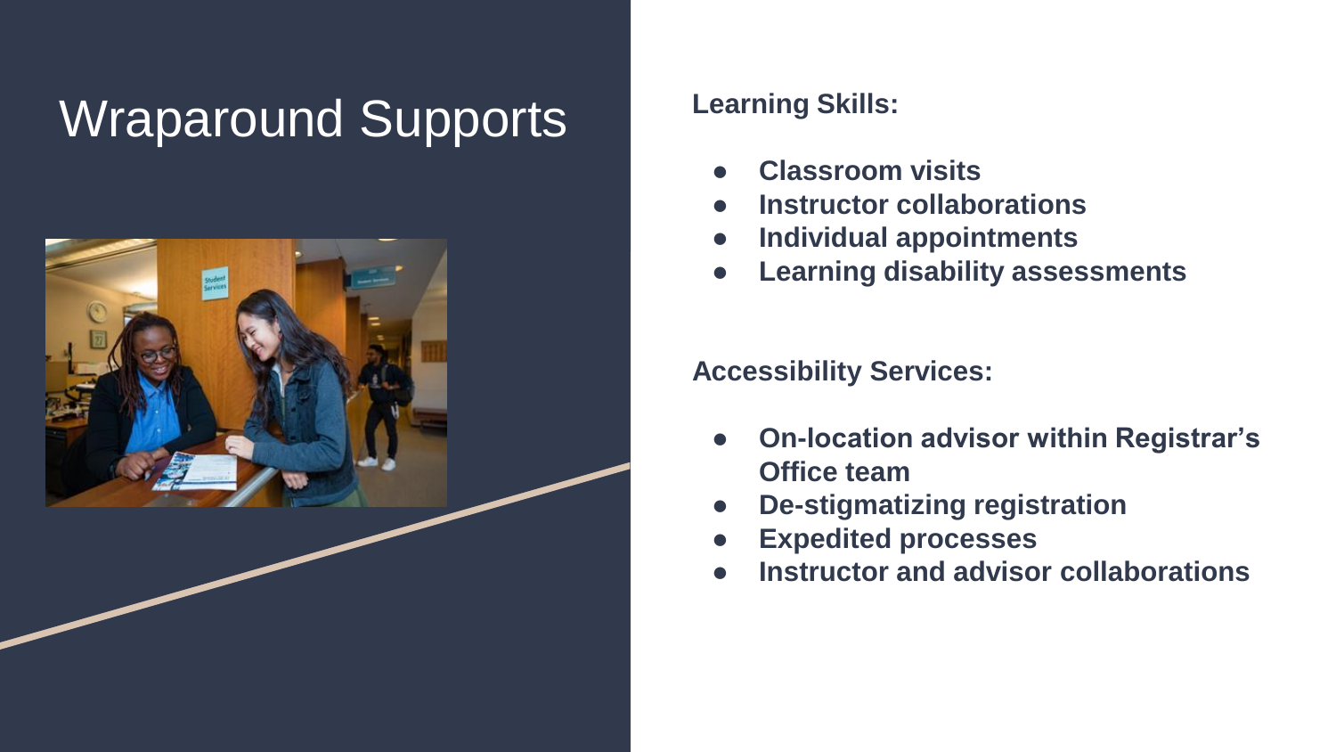# Wraparound Supports

**Learning Skills:**

- **Classroom visits**
- **Instructor collaborations**
- **Individual appointments**
- **Learning disability assessments**

**Accessibility Services:**

- **On-location advisor within Registrar's Office team**
- **De-stigmatizing registration**
- **Expedited processes**
- **Instructor and advisor collaborations**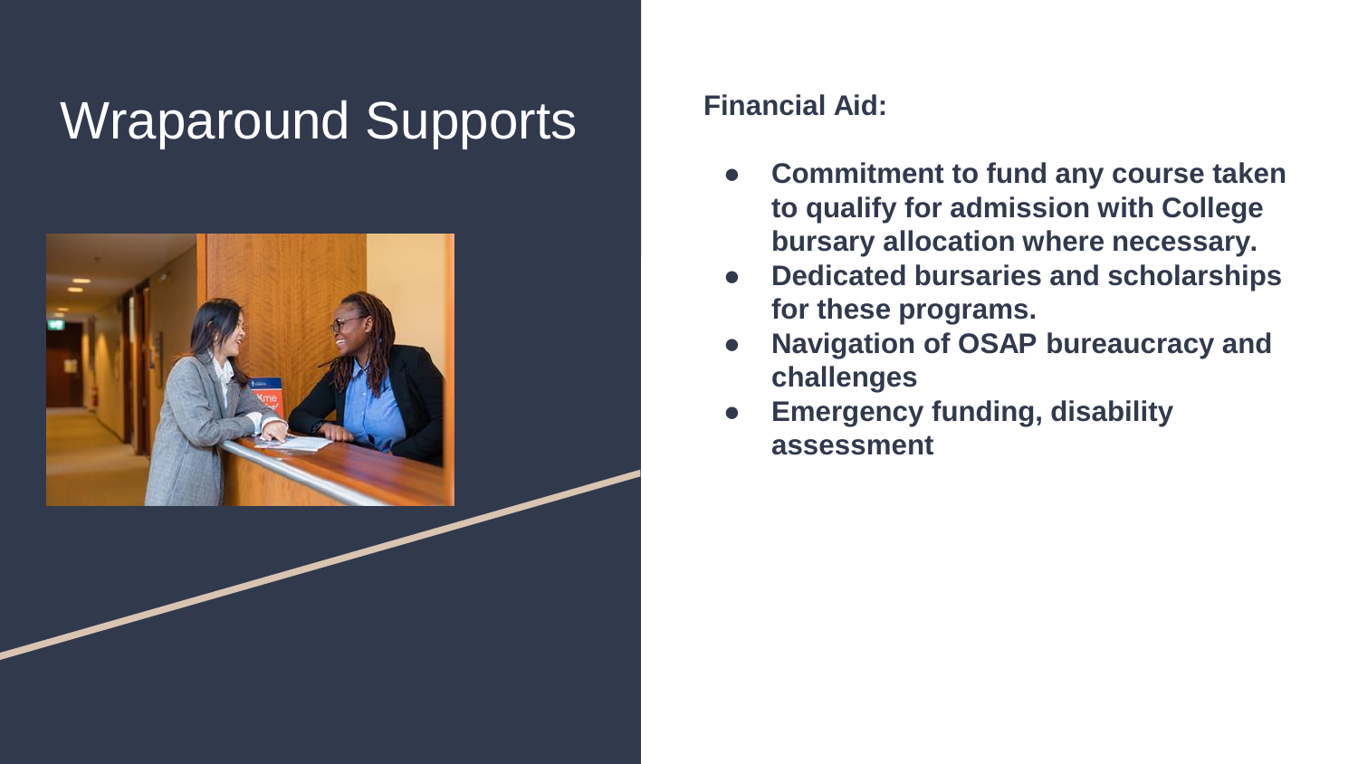# Wraparound Supports

**Financial Aid:**

- **Commitment to fund any course taken to qualify for admission with College bursary allocation where necessary.**
- **Dedicated bursaries and scholarships for these programs.**
- **Navigation of OSAP bureaucracy and challenges**
- **Emergency funding, disability assessment**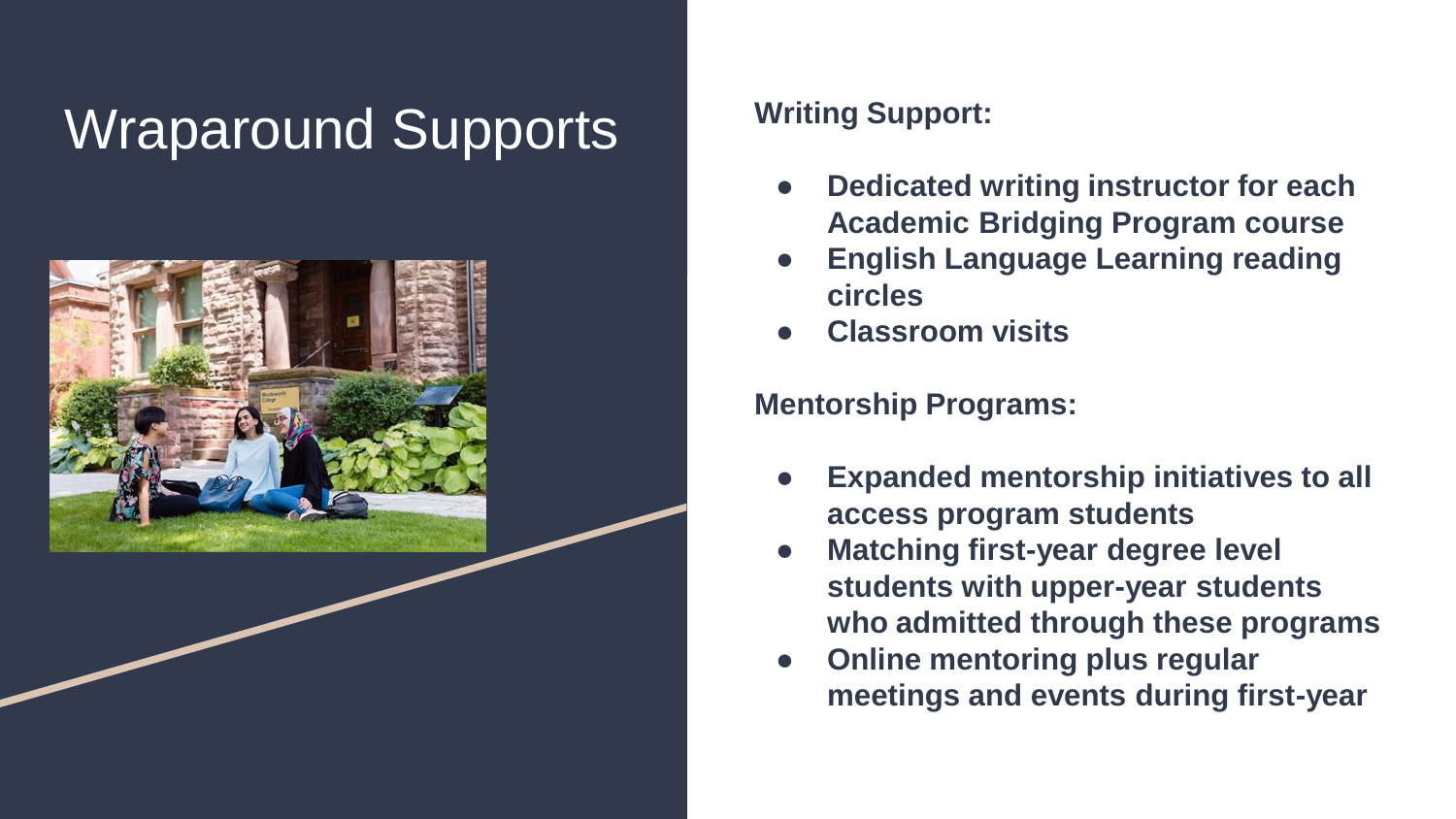# Wraparound Supports

**Writing Support:**

- **Dedicated writing instructor for each Academic Bridging Program course**
- **English Language Learning reading circles**
- **Classroom visits**

**Mentorship Programs:**

- **Expanded mentorship initiatives to all access program students**
- **Matching first-year degree level students with upper-year students who admitted through these programs**
- **Online mentoring plus regular meetings and events during first-year**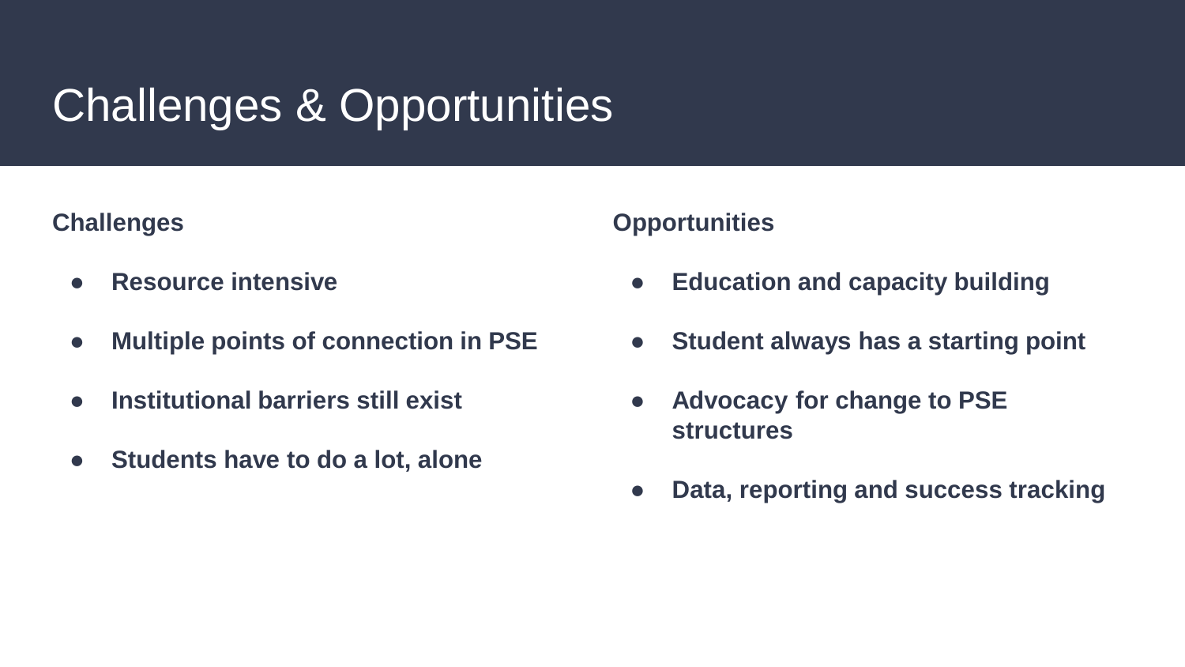# Challenges & Opportunities

**Challenges**

- **Resource intensive**
- **Multiple points of connection in PSE**
- **Institutional barriers still exist**
- **Students have to do a lot, alone**

**Opportunities**

- **Education and capacity building**
- **Student always has a starting point**
- **Advocacy for change to PSE structures**
- **Data, reporting and success tracking**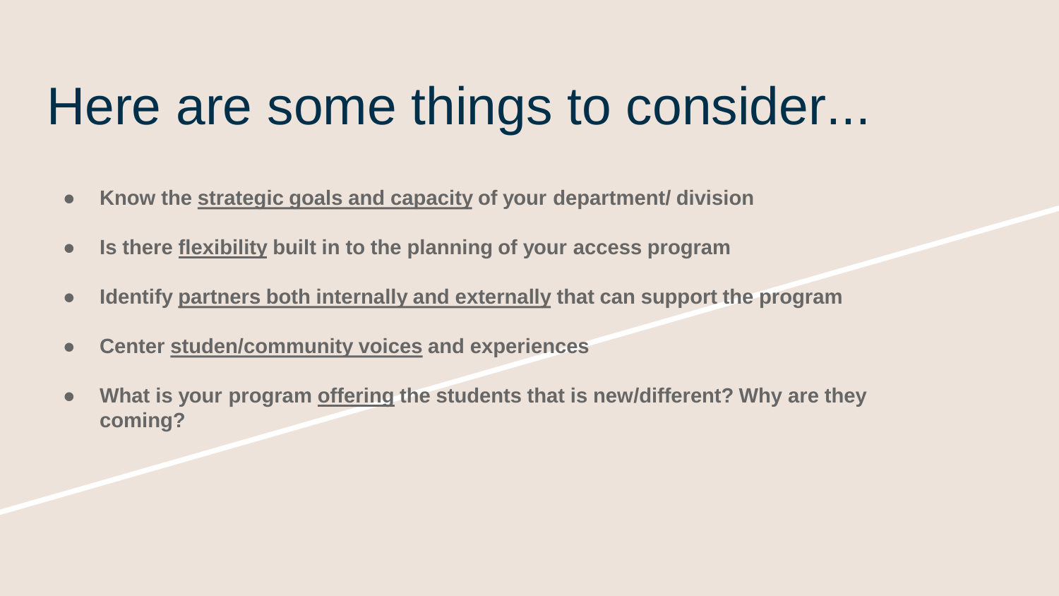# Here are some things to consider...

- **Know the strategic goals and capacity of your department/ division**
- **Is there flexibility built in to the planning of your access program**
- **Identify partners both internally and externally that can support the program**
- **Center studen/community voices and experiences**
- **What is your program offering the students that is new/different? Why are they coming?**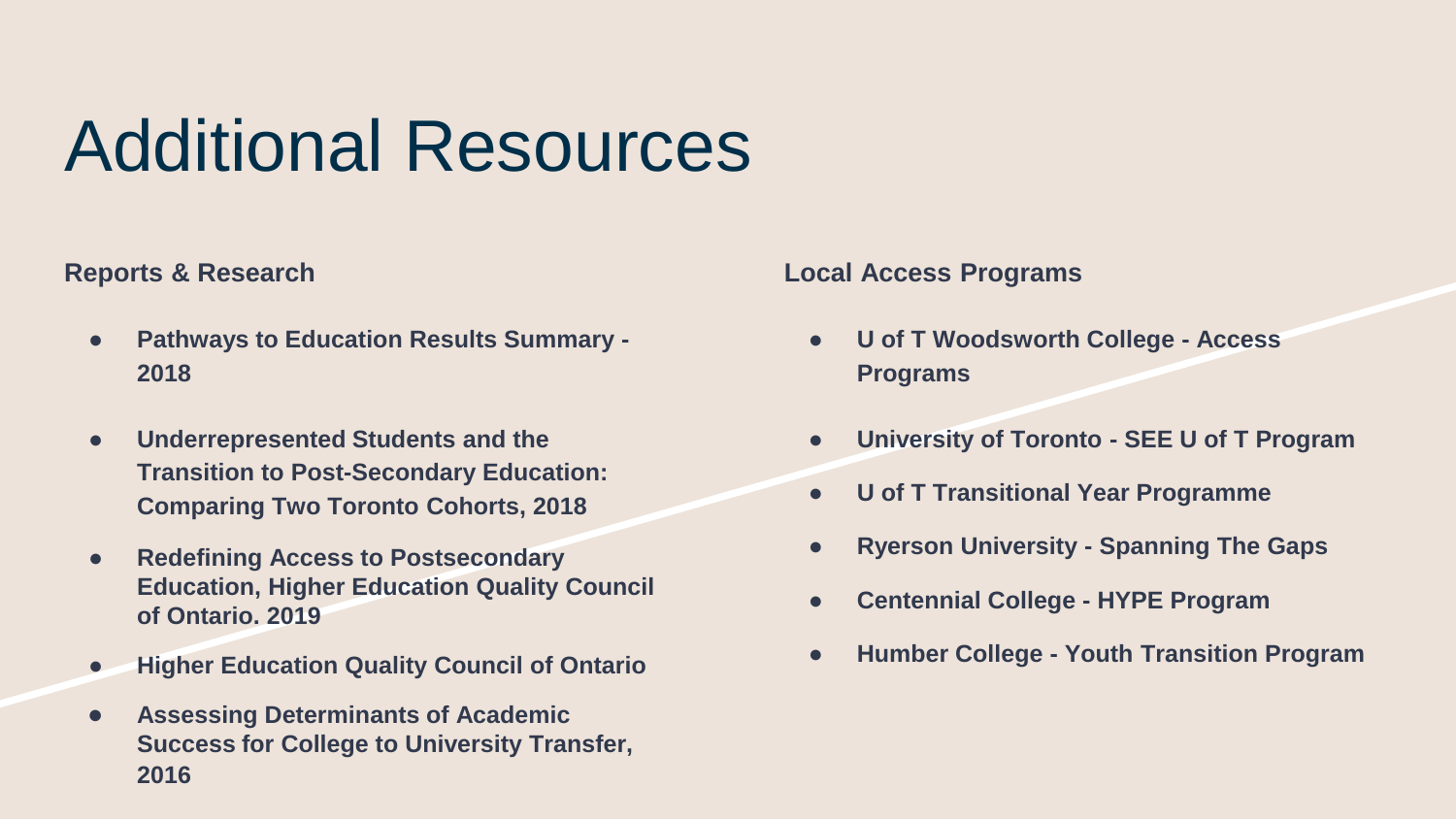# Additional Resources

## Reports & Research

- **Pathways to Education Results Summary - 2018**
- **Underrepresented Students and the Transition to Post-Secondary Education: Comparing Two Toronto Cohorts, 2018**
- **Redefining Access to Postsecondary Education, Higher Education Quality Council of Ontario. 2019**
- **Higher Education Quality Council of Ontario**
- **Assessing Determinants of Academic Success for College to University Transfer, 2016**

## Local Access Programs

- **U of T Woodsworth College - Access Programs**
- **University of Toronto - SEE U of T Program**
- **U of T Transitional Year Programme**
- **Ryerson University - Spanning The Gaps**
- **Centennial College - HYPE Program**
- **Humber College - Youth Transition Program**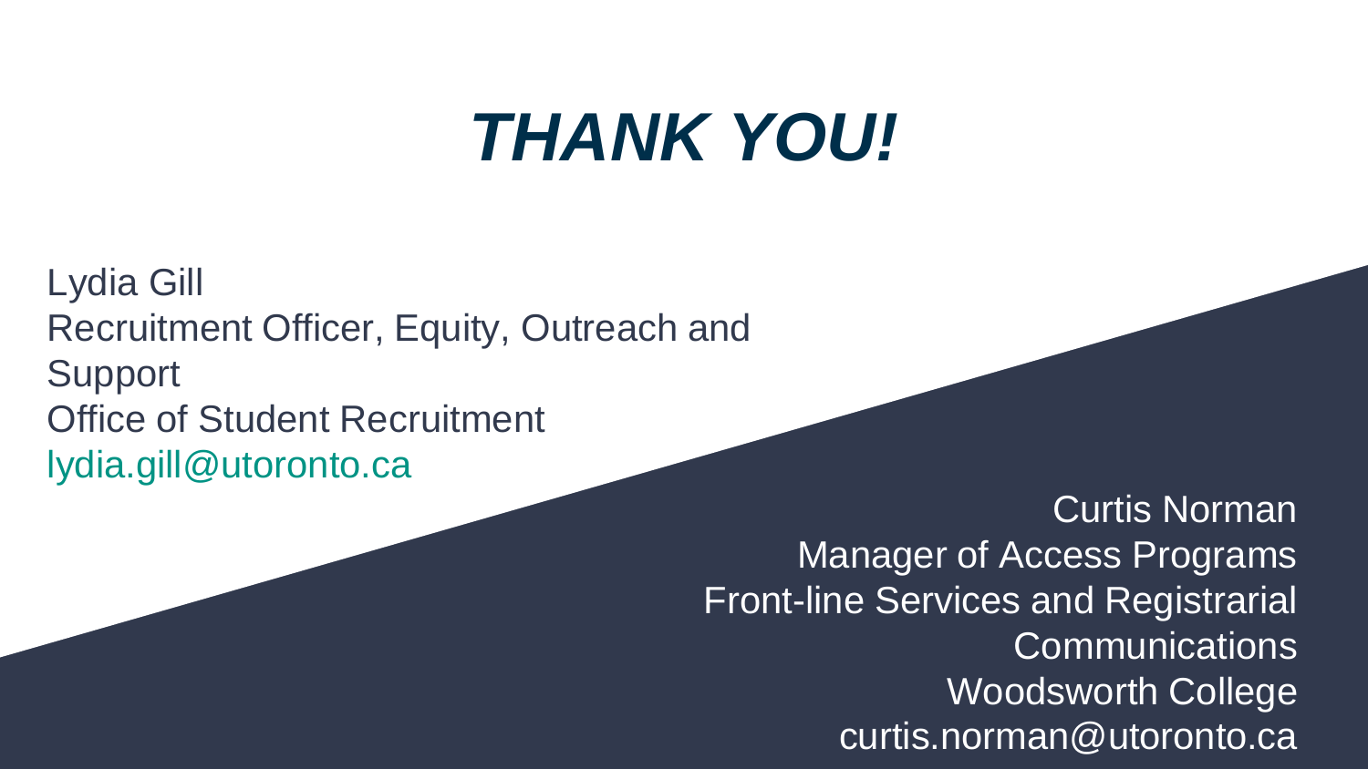# *THANK YOU!*

Lydia Gill
Recruitment Officer, Equity, Outreach and Support
Office of Student Recruitment
lydia.gill@utoronto.ca

Curtis Norman
Manager of Access Programs
Front-line Services and Registrarial Communications
Woodsworth College
curtis.norman@utoronto.ca